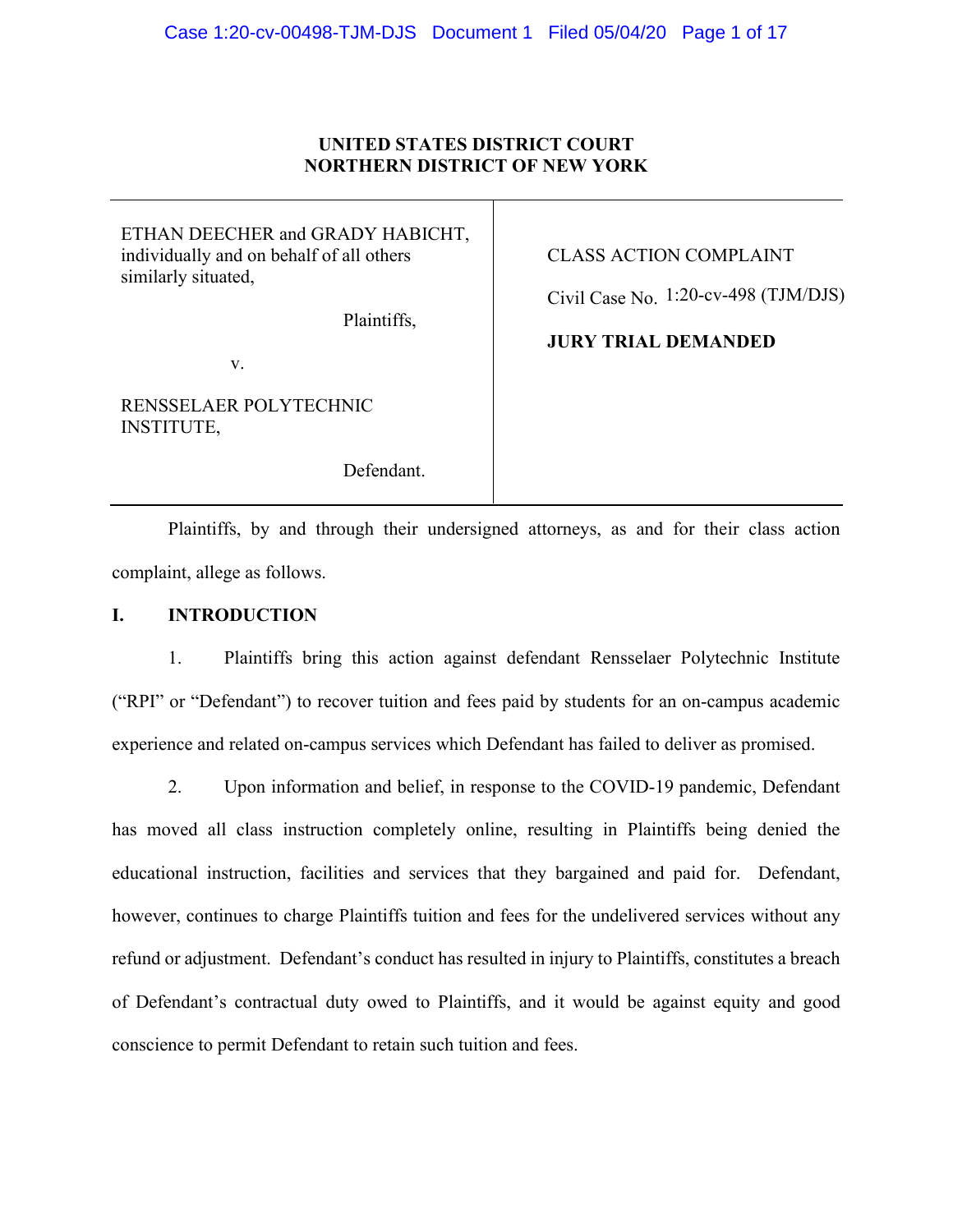**UNITED STATES DISTRICT COURT**
**NORTHERN DISTRICT OF NEW YORK**

| | |
|---|---|
| ETHAN DEECHER and GRADY HABICHT, individually and on behalf of all others similarly situated,<br><br>Plaintiffs,<br><br>v.<br><br>RENSSELAER POLYTECHNIC INSTITUTE,<br><br>Defendant. | CLASS ACTION COMPLAINT<br><br>Civil Case No. 1:20-cv-498 (TJM/DJS)<br><br>**JURY TRIAL DEMANDED** |

Plaintiffs, by and through their undersigned attorneys, as and for their class action complaint, allege as follows.

## I. INTRODUCTION

1. Plaintiffs bring this action against defendant Rensselaer Polytechnic Institute ("RPI" or "Defendant") to recover tuition and fees paid by students for an on-campus academic experience and related on-campus services which Defendant has failed to deliver as promised.

2. Upon information and belief, in response to the COVID-19 pandemic, Defendant has moved all class instruction completely online, resulting in Plaintiffs being denied the educational instruction, facilities and services that they bargained and paid for. Defendant, however, continues to charge Plaintiffs tuition and fees for the undelivered services without any refund or adjustment. Defendant's conduct has resulted in injury to Plaintiffs, constitutes a breach of Defendant's contractual duty owed to Plaintiffs, and it would be against equity and good conscience to permit Defendant to retain such tuition and fees.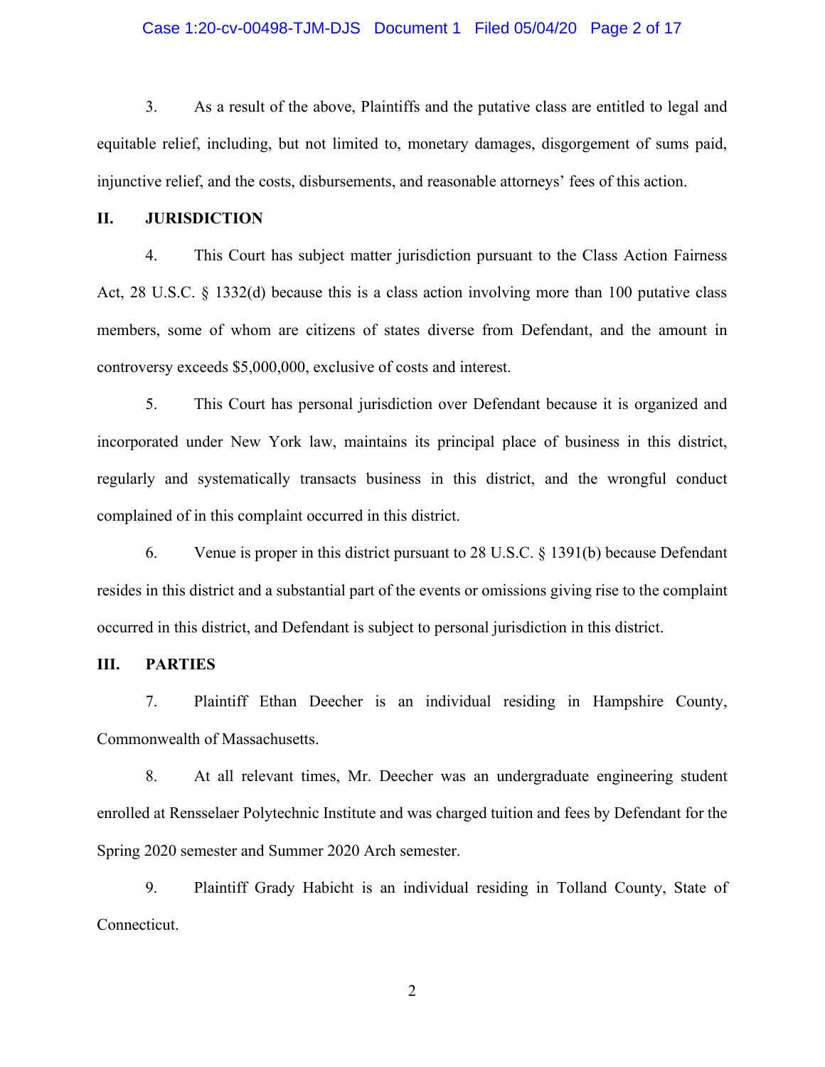3. As a result of the above, Plaintiffs and the putative class are entitled to legal and equitable relief, including, but not limited to, monetary damages, disgorgement of sums paid, injunctive relief, and the costs, disbursements, and reasonable attorneys' fees of this action.

## II. JURISDICTION

4. This Court has subject matter jurisdiction pursuant to the Class Action Fairness Act, 28 U.S.C. § 1332(d) because this is a class action involving more than 100 putative class members, some of whom are citizens of states diverse from Defendant, and the amount in controversy exceeds $5,000,000, exclusive of costs and interest.

5. This Court has personal jurisdiction over Defendant because it is organized and incorporated under New York law, maintains its principal place of business in this district, regularly and systematically transacts business in this district, and the wrongful conduct complained of in this complaint occurred in this district.

6. Venue is proper in this district pursuant to 28 U.S.C. § 1391(b) because Defendant resides in this district and a substantial part of the events or omissions giving rise to the complaint occurred in this district, and Defendant is subject to personal jurisdiction in this district.

## III. PARTIES

7. Plaintiff Ethan Deecher is an individual residing in Hampshire County, Commonwealth of Massachusetts.

8. At all relevant times, Mr. Deecher was an undergraduate engineering student enrolled at Rensselaer Polytechnic Institute and was charged tuition and fees by Defendant for the Spring 2020 semester and Summer 2020 Arch semester.

9. Plaintiff Grady Habicht is an individual residing in Tolland County, State of Connecticut.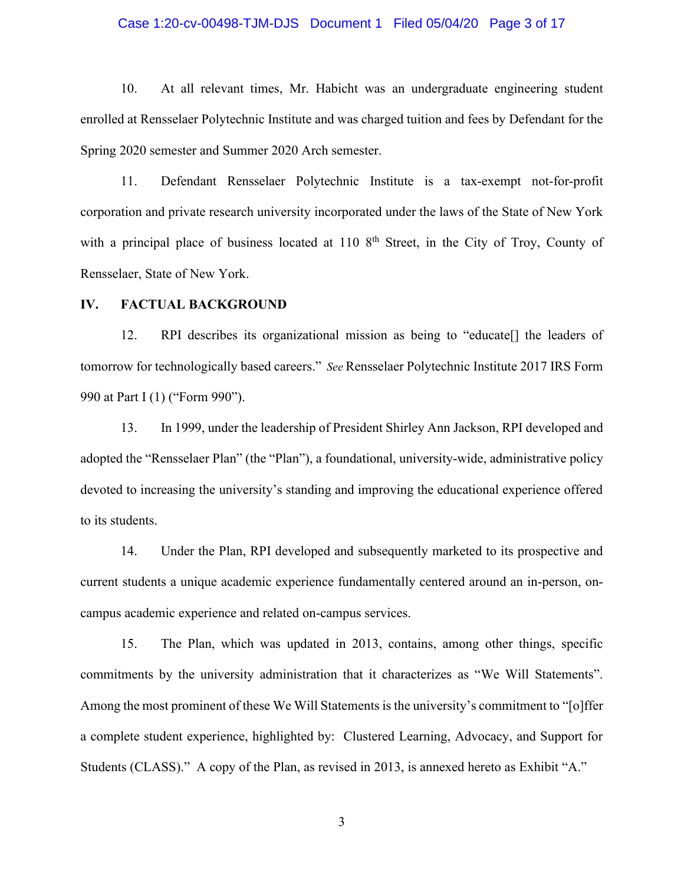10. At all relevant times, Mr. Habicht was an undergraduate engineering student enrolled at Rensselaer Polytechnic Institute and was charged tuition and fees by Defendant for the Spring 2020 semester and Summer 2020 Arch semester.

11. Defendant Rensselaer Polytechnic Institute is a tax-exempt not-for-profit corporation and private research university incorporated under the laws of the State of New York with a principal place of business located at 110 8th Street, in the City of Troy, County of Rensselaer, State of New York.

## IV. FACTUAL BACKGROUND

12. RPI describes its organizational mission as being to "educate[] the leaders of tomorrow for technologically based careers." *See* Rensselaer Polytechnic Institute 2017 IRS Form 990 at Part I (1) ("Form 990").

13. In 1999, under the leadership of President Shirley Ann Jackson, RPI developed and adopted the "Rensselaer Plan" (the "Plan"), a foundational, university-wide, administrative policy devoted to increasing the university's standing and improving the educational experience offered to its students.

14. Under the Plan, RPI developed and subsequently marketed to its prospective and current students a unique academic experience fundamentally centered around an in-person, on-campus academic experience and related on-campus services.

15. The Plan, which was updated in 2013, contains, among other things, specific commitments by the university administration that it characterizes as "We Will Statements". Among the most prominent of these We Will Statements is the university's commitment to "[o]ffer a complete student experience, highlighted by: Clustered Learning, Advocacy, and Support for Students (CLASS)." A copy of the Plan, as revised in 2013, is annexed hereto as Exhibit "A."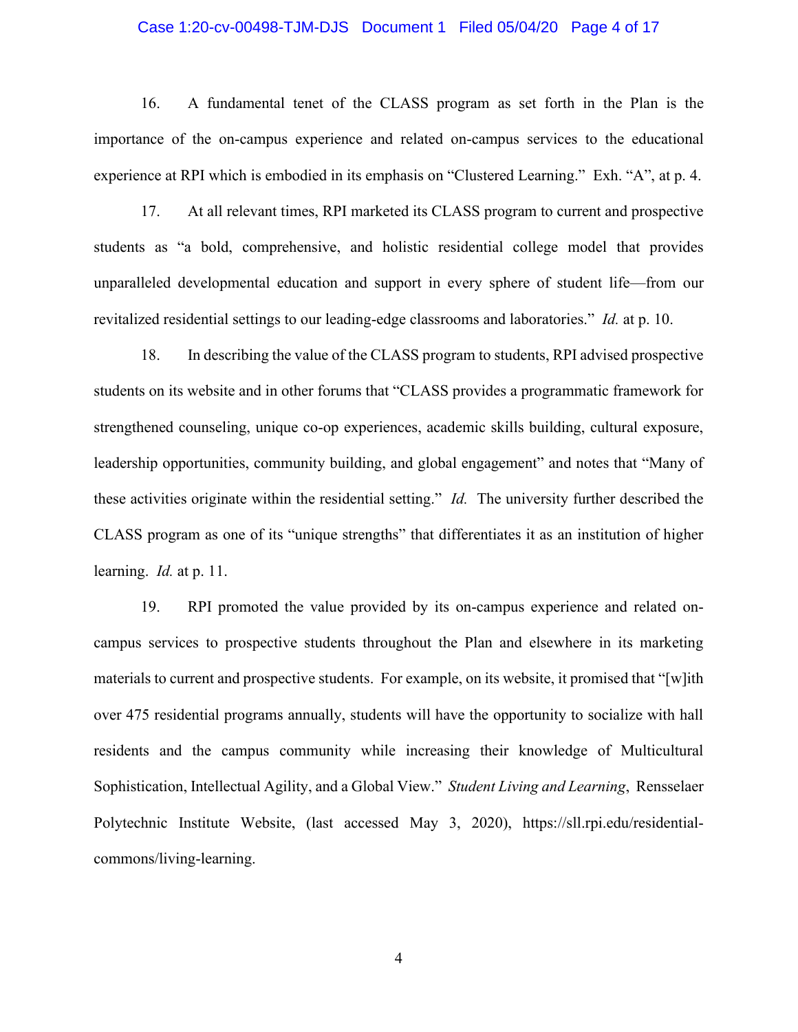16. A fundamental tenet of the CLASS program as set forth in the Plan is the importance of the on-campus experience and related on-campus services to the educational experience at RPI which is embodied in its emphasis on "Clustered Learning." Exh. "A", at p. 4.

17. At all relevant times, RPI marketed its CLASS program to current and prospective students as "a bold, comprehensive, and holistic residential college model that provides unparalleled developmental education and support in every sphere of student life—from our revitalized residential settings to our leading-edge classrooms and laboratories." *Id.* at p. 10.

18. In describing the value of the CLASS program to students, RPI advised prospective students on its website and in other forums that "CLASS provides a programmatic framework for strengthened counseling, unique co-op experiences, academic skills building, cultural exposure, leadership opportunities, community building, and global engagement" and notes that "Many of these activities originate within the residential setting." *Id.* The university further described the CLASS program as one of its "unique strengths" that differentiates it as an institution of higher learning. *Id.* at p. 11.

19. RPI promoted the value provided by its on-campus experience and related on-campus services to prospective students throughout the Plan and elsewhere in its marketing materials to current and prospective students. For example, on its website, it promised that "[w]ith over 475 residential programs annually, students will have the opportunity to socialize with hall residents and the campus community while increasing their knowledge of Multicultural Sophistication, Intellectual Agility, and a Global View." *Student Living and Learning*, Rensselaer Polytechnic Institute Website, (last accessed May 3, 2020), https://sll.rpi.edu/residential-commons/living-learning.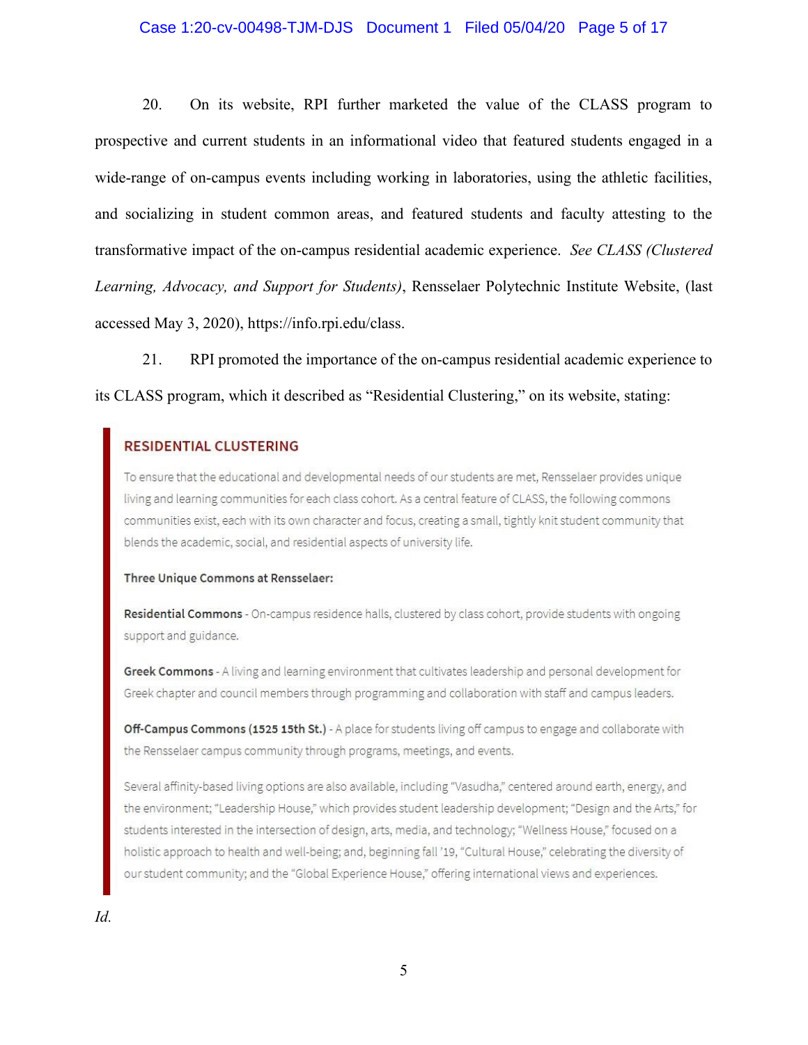20. On its website, RPI further marketed the value of the CLASS program to prospective and current students in an informational video that featured students engaged in a wide-range of on-campus events including working in laboratories, using the athletic facilities, and socializing in student common areas, and featured students and faculty attesting to the transformative impact of the on-campus residential academic experience. *See CLASS (Clustered Learning, Advocacy, and Support for Students)*, Rensselaer Polytechnic Institute Website, (last accessed May 3, 2020), https://info.rpi.edu/class.

21. RPI promoted the importance of the on-campus residential academic experience to its CLASS program, which it described as "Residential Clustering," on its website, stating:

> **RESIDENTIAL CLUSTERING**
>
> To ensure that the educational and developmental needs of our students are met, Rensselaer provides unique living and learning communities for each class cohort. As a central feature of CLASS, the following commons communities exist, each with its own character and focus, creating a small, tightly knit student community that blends the academic, social, and residential aspects of university life.
>
> **Three Unique Commons at Rensselaer:**
>
> **Residential Commons** - On-campus residence halls, clustered by class cohort, provide students with ongoing support and guidance.
>
> **Greek Commons** - A living and learning environment that cultivates leadership and personal development for Greek chapter and council members through programming and collaboration with staff and campus leaders.
>
> **Off-Campus Commons (1525 15th St.)** - A place for students living off campus to engage and collaborate with the Rensselaer campus community through programs, meetings, and events.
>
> Several affinity-based living options are also available, including "Vasudha," centered around earth, energy, and the environment; "Leadership House," which provides student leadership development; "Design and the Arts," for students interested in the intersection of design, arts, media, and technology; "Wellness House," focused on a holistic approach to health and well-being; and, beginning fall '19, "Cultural House," celebrating the diversity of our student community; and the "Global Experience House," offering international views and experiences.

*Id.*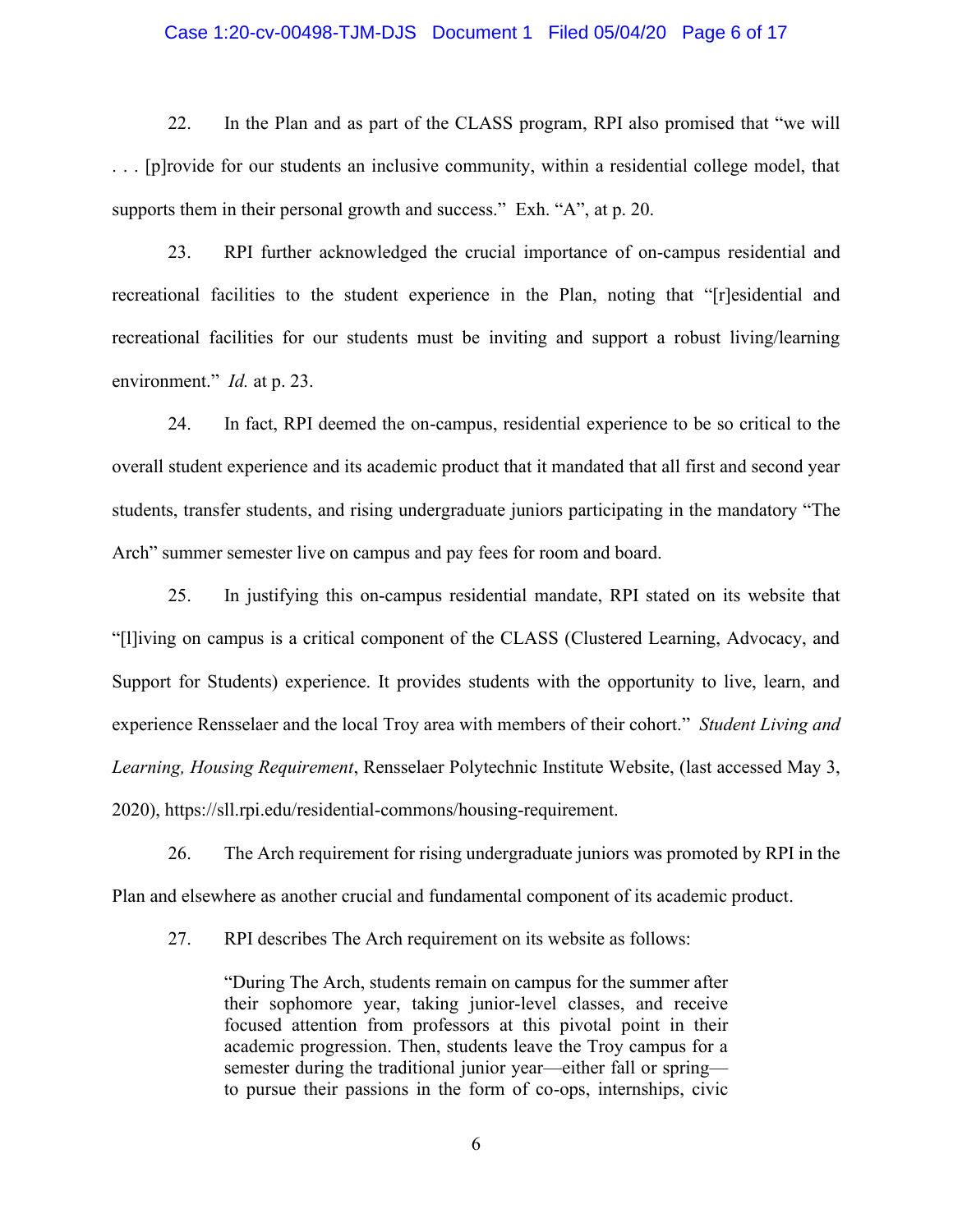22. In the Plan and as part of the CLASS program, RPI also promised that "we will . . . [p]rovide for our students an inclusive community, within a residential college model, that supports them in their personal growth and success." Exh. "A", at p. 20.

23. RPI further acknowledged the crucial importance of on-campus residential and recreational facilities to the student experience in the Plan, noting that "[r]esidential and recreational facilities for our students must be inviting and support a robust living/learning environment." *Id.* at p. 23.

24. In fact, RPI deemed the on-campus, residential experience to be so critical to the overall student experience and its academic product that it mandated that all first and second year students, transfer students, and rising undergraduate juniors participating in the mandatory "The Arch" summer semester live on campus and pay fees for room and board.

25. In justifying this on-campus residential mandate, RPI stated on its website that "[l]iving on campus is a critical component of the CLASS (Clustered Learning, Advocacy, and Support for Students) experience. It provides students with the opportunity to live, learn, and experience Rensselaer and the local Troy area with members of their cohort." *Student Living and Learning, Housing Requirement*, Rensselaer Polytechnic Institute Website, (last accessed May 3, 2020), https://sll.rpi.edu/residential-commons/housing-requirement.

26. The Arch requirement for rising undergraduate juniors was promoted by RPI in the Plan and elsewhere as another crucial and fundamental component of its academic product.

27. RPI describes The Arch requirement on its website as follows:

> "During The Arch, students remain on campus for the summer after their sophomore year, taking junior-level classes, and receive focused attention from professors at this pivotal point in their academic progression. Then, students leave the Troy campus for a semester during the traditional junior year—either fall or spring—to pursue their passions in the form of co-ops, internships, civic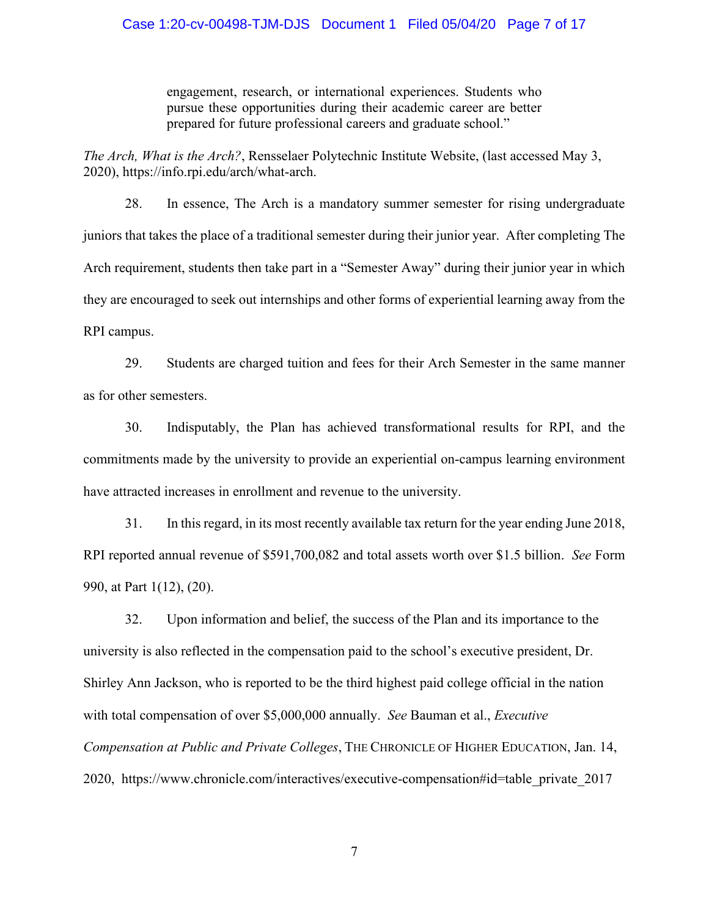> engagement, research, or international experiences. Students who pursue these opportunities during their academic career are better prepared for future professional careers and graduate school."

*The Arch, What is the Arch?*, Rensselaer Polytechnic Institute Website, (last accessed May 3, 2020), https://info.rpi.edu/arch/what-arch.

28. In essence, The Arch is a mandatory summer semester for rising undergraduate juniors that takes the place of a traditional semester during their junior year. After completing The Arch requirement, students then take part in a "Semester Away" during their junior year in which they are encouraged to seek out internships and other forms of experiential learning away from the RPI campus.

29. Students are charged tuition and fees for their Arch Semester in the same manner as for other semesters.

30. Indisputably, the Plan has achieved transformational results for RPI, and the commitments made by the university to provide an experiential on-campus learning environment have attracted increases in enrollment and revenue to the university.

31. In this regard, in its most recently available tax return for the year ending June 2018, RPI reported annual revenue of $591,700,082 and total assets worth over $1.5 billion. *See* Form 990, at Part 1(12), (20).

32. Upon information and belief, the success of the Plan and its importance to the university is also reflected in the compensation paid to the school's executive president, Dr. Shirley Ann Jackson, who is reported to be the third highest paid college official in the nation with total compensation of over $5,000,000 annually. *See* Bauman et al., *Executive Compensation at Public and Private Colleges*, THE CHRONICLE OF HIGHER EDUCATION, Jan. 14, 2020, https://www.chronicle.com/interactives/executive-compensation#id=table_private_2017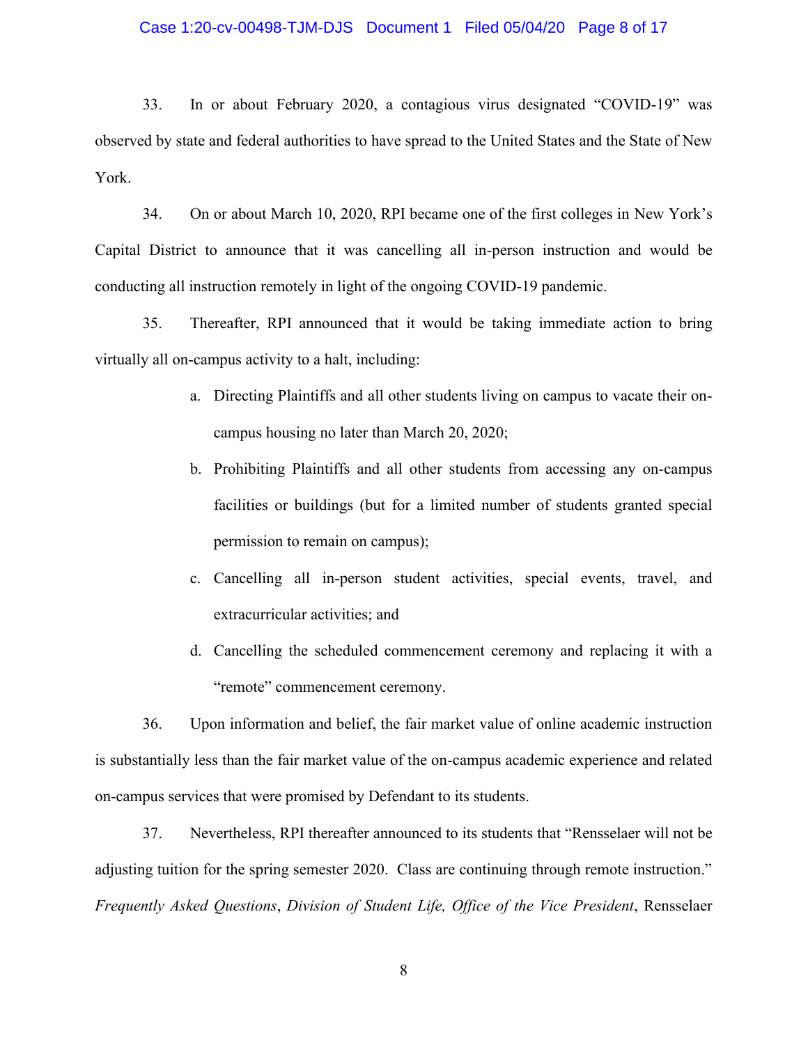33. In or about February 2020, a contagious virus designated "COVID-19" was observed by state and federal authorities to have spread to the United States and the State of New York.

34. On or about March 10, 2020, RPI became one of the first colleges in New York's Capital District to announce that it was cancelling all in-person instruction and would be conducting all instruction remotely in light of the ongoing COVID-19 pandemic.

35. Thereafter, RPI announced that it would be taking immediate action to bring virtually all on-campus activity to a halt, including:

a. Directing Plaintiffs and all other students living on campus to vacate their on-campus housing no later than March 20, 2020;

b. Prohibiting Plaintiffs and all other students from accessing any on-campus facilities or buildings (but for a limited number of students granted special permission to remain on campus);

c. Cancelling all in-person student activities, special events, travel, and extracurricular activities; and

d. Cancelling the scheduled commencement ceremony and replacing it with a "remote" commencement ceremony.

36. Upon information and belief, the fair market value of online academic instruction is substantially less than the fair market value of the on-campus academic experience and related on-campus services that were promised by Defendant to its students.

37. Nevertheless, RPI thereafter announced to its students that "Rensselaer will not be adjusting tuition for the spring semester 2020. Class are continuing through remote instruction." *Frequently Asked Questions*, *Division of Student Life, Office of the Vice President*, Rensselaer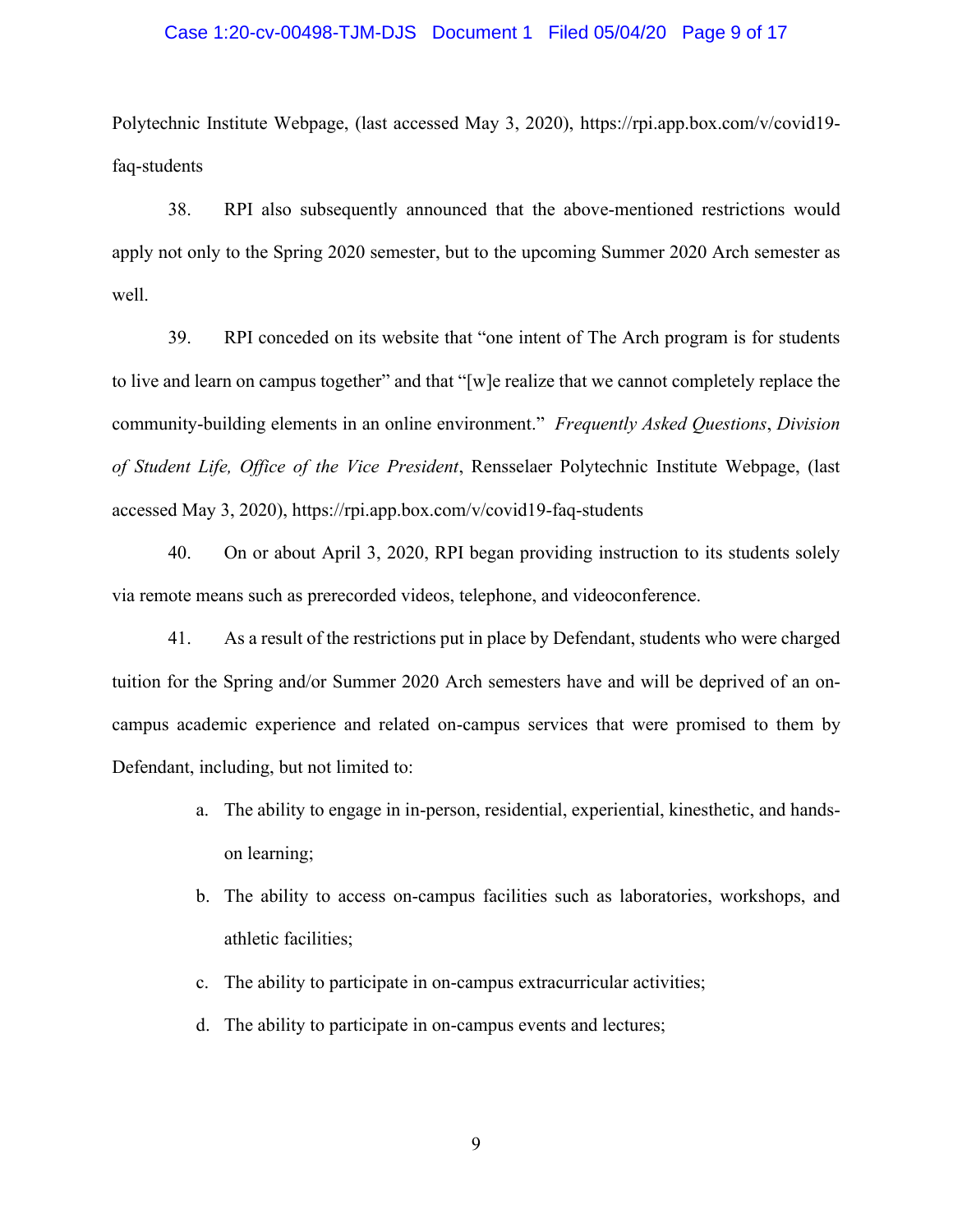Polytechnic Institute Webpage, (last accessed May 3, 2020), https://rpi.app.box.com/v/covid19-faq-students

38. RPI also subsequently announced that the above-mentioned restrictions would apply not only to the Spring 2020 semester, but to the upcoming Summer 2020 Arch semester as well.

39. RPI conceded on its website that "one intent of The Arch program is for students to live and learn on campus together" and that "[w]e realize that we cannot completely replace the community-building elements in an online environment." *Frequently Asked Questions*, *Division of Student Life, Office of the Vice President*, Rensselaer Polytechnic Institute Webpage, (last accessed May 3, 2020), https://rpi.app.box.com/v/covid19-faq-students

40. On or about April 3, 2020, RPI began providing instruction to its students solely via remote means such as prerecorded videos, telephone, and videoconference.

41. As a result of the restrictions put in place by Defendant, students who were charged tuition for the Spring and/or Summer 2020 Arch semesters have and will be deprived of an on-campus academic experience and related on-campus services that were promised to them by Defendant, including, but not limited to:

a. The ability to engage in in-person, residential, experiential, kinesthetic, and hands-on learning;

b. The ability to access on-campus facilities such as laboratories, workshops, and athletic facilities;

c. The ability to participate in on-campus extracurricular activities;

d. The ability to participate in on-campus events and lectures;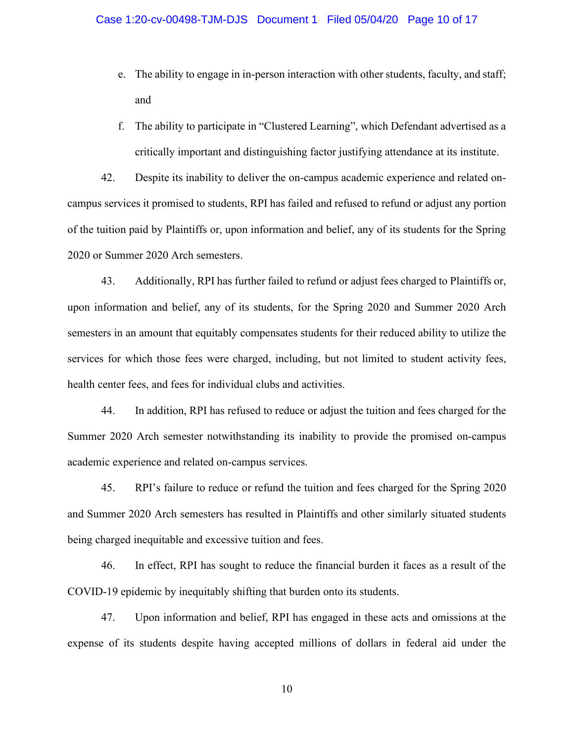e. The ability to engage in in-person interaction with other students, faculty, and staff; and

f. The ability to participate in "Clustered Learning", which Defendant advertised as a critically important and distinguishing factor justifying attendance at its institute.

42. Despite its inability to deliver the on-campus academic experience and related on-campus services it promised to students, RPI has failed and refused to refund or adjust any portion of the tuition paid by Plaintiffs or, upon information and belief, any of its students for the Spring 2020 or Summer 2020 Arch semesters.

43. Additionally, RPI has further failed to refund or adjust fees charged to Plaintiffs or, upon information and belief, any of its students, for the Spring 2020 and Summer 2020 Arch semesters in an amount that equitably compensates students for their reduced ability to utilize the services for which those fees were charged, including, but not limited to student activity fees, health center fees, and fees for individual clubs and activities.

44. In addition, RPI has refused to reduce or adjust the tuition and fees charged for the Summer 2020 Arch semester notwithstanding its inability to provide the promised on-campus academic experience and related on-campus services.

45. RPI's failure to reduce or refund the tuition and fees charged for the Spring 2020 and Summer 2020 Arch semesters has resulted in Plaintiffs and other similarly situated students being charged inequitable and excessive tuition and fees.

46. In effect, RPI has sought to reduce the financial burden it faces as a result of the COVID-19 epidemic by inequitably shifting that burden onto its students.

47. Upon information and belief, RPI has engaged in these acts and omissions at the expense of its students despite having accepted millions of dollars in federal aid under the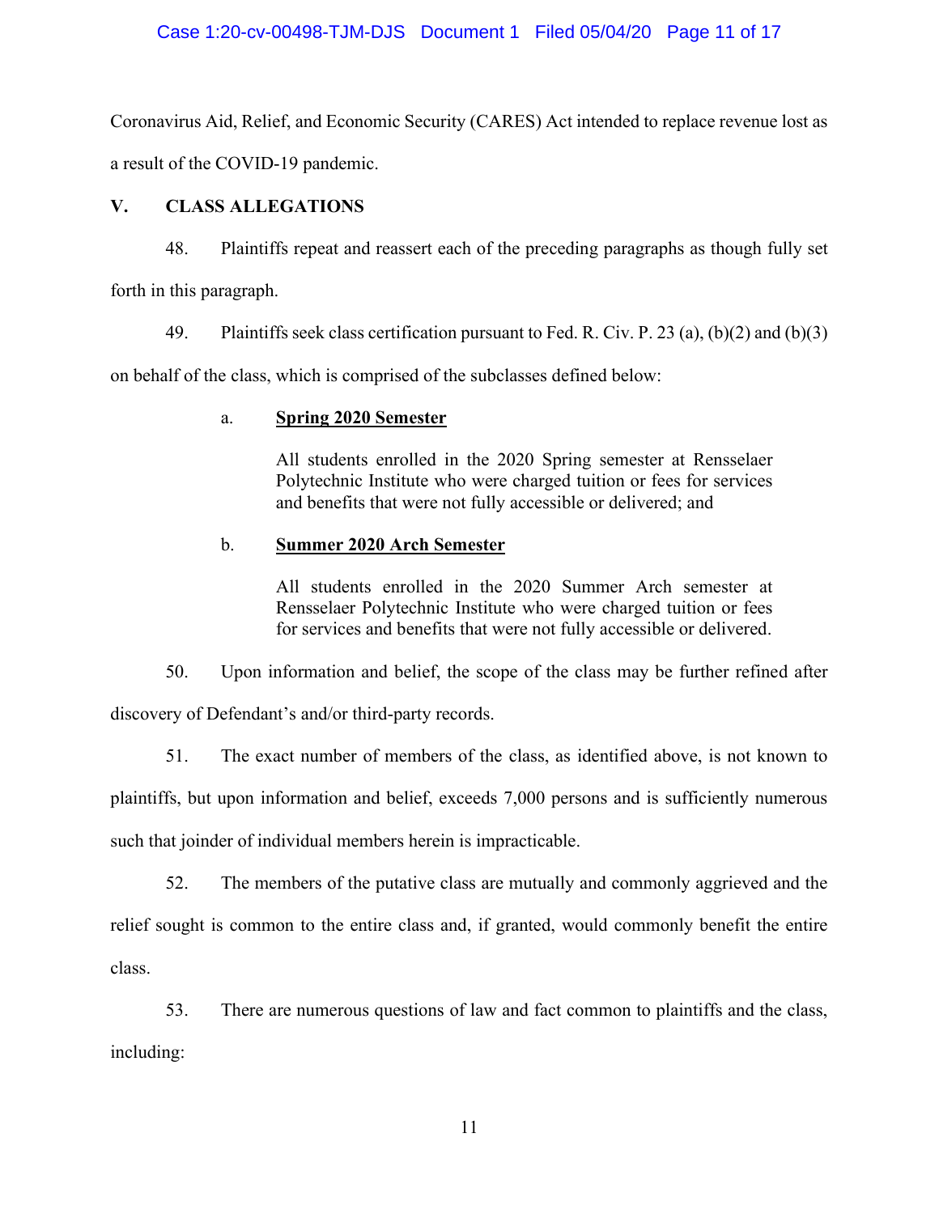Coronavirus Aid, Relief, and Economic Security (CARES) Act intended to replace revenue lost as a result of the COVID-19 pandemic.

## V. CLASS ALLEGATIONS

48. Plaintiffs repeat and reassert each of the preceding paragraphs as though fully set forth in this paragraph.

49. Plaintiffs seek class certification pursuant to Fed. R. Civ. P. 23 (a), (b)(2) and (b)(3) on behalf of the class, which is comprised of the subclasses defined below:

a. **<u>Spring 2020 Semester</u>**

> All students enrolled in the 2020 Spring semester at Rensselaer Polytechnic Institute who were charged tuition or fees for services and benefits that were not fully accessible or delivered; and

b. **<u>Summer 2020 Arch Semester</u>**

> All students enrolled in the 2020 Summer Arch semester at Rensselaer Polytechnic Institute who were charged tuition or fees for services and benefits that were not fully accessible or delivered.

50. Upon information and belief, the scope of the class may be further refined after discovery of Defendant's and/or third-party records.

51. The exact number of members of the class, as identified above, is not known to plaintiffs, but upon information and belief, exceeds 7,000 persons and is sufficiently numerous such that joinder of individual members herein is impracticable.

52. The members of the putative class are mutually and commonly aggrieved and the relief sought is common to the entire class and, if granted, would commonly benefit the entire class.

53. There are numerous questions of law and fact common to plaintiffs and the class, including: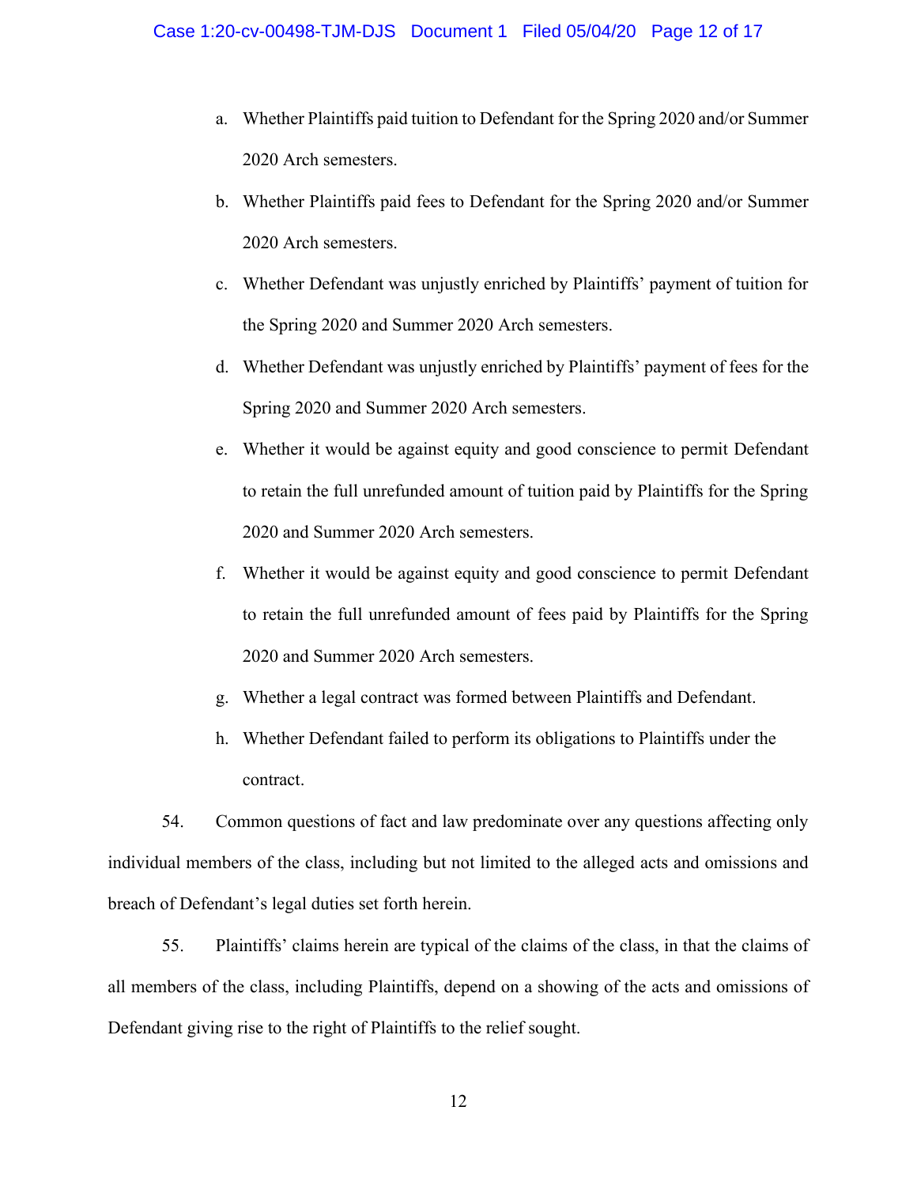a. Whether Plaintiffs paid tuition to Defendant for the Spring 2020 and/or Summer 2020 Arch semesters.

b. Whether Plaintiffs paid fees to Defendant for the Spring 2020 and/or Summer 2020 Arch semesters.

c. Whether Defendant was unjustly enriched by Plaintiffs' payment of tuition for the Spring 2020 and Summer 2020 Arch semesters.

d. Whether Defendant was unjustly enriched by Plaintiffs' payment of fees for the Spring 2020 and Summer 2020 Arch semesters.

e. Whether it would be against equity and good conscience to permit Defendant to retain the full unrefunded amount of tuition paid by Plaintiffs for the Spring 2020 and Summer 2020 Arch semesters.

f. Whether it would be against equity and good conscience to permit Defendant to retain the full unrefunded amount of fees paid by Plaintiffs for the Spring 2020 and Summer 2020 Arch semesters.

g. Whether a legal contract was formed between Plaintiffs and Defendant.

h. Whether Defendant failed to perform its obligations to Plaintiffs under the contract.

54. Common questions of fact and law predominate over any questions affecting only individual members of the class, including but not limited to the alleged acts and omissions and breach of Defendant's legal duties set forth herein.

55. Plaintiffs' claims herein are typical of the claims of the class, in that the claims of all members of the class, including Plaintiffs, depend on a showing of the acts and omissions of Defendant giving rise to the right of Plaintiffs to the relief sought.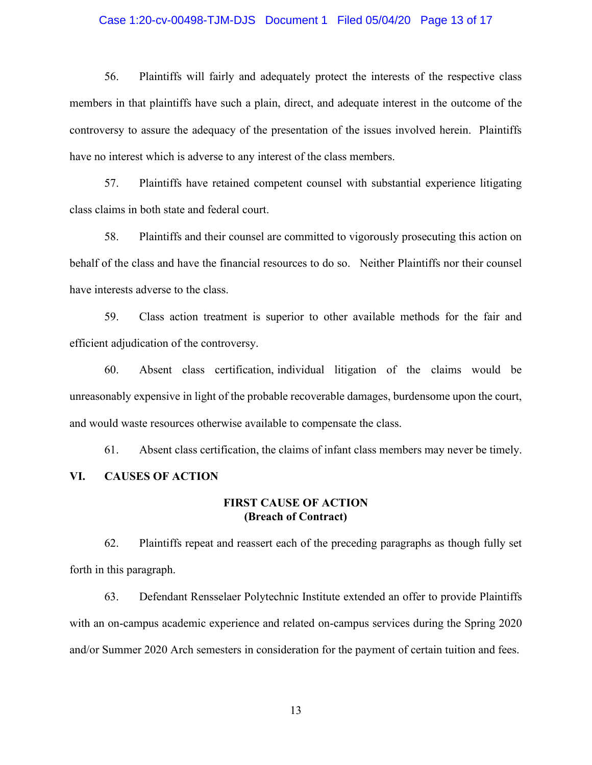56. Plaintiffs will fairly and adequately protect the interests of the respective class members in that plaintiffs have such a plain, direct, and adequate interest in the outcome of the controversy to assure the adequacy of the presentation of the issues involved herein. Plaintiffs have no interest which is adverse to any interest of the class members.

57. Plaintiffs have retained competent counsel with substantial experience litigating class claims in both state and federal court.

58. Plaintiffs and their counsel are committed to vigorously prosecuting this action on behalf of the class and have the financial resources to do so. Neither Plaintiffs nor their counsel have interests adverse to the class.

59. Class action treatment is superior to other available methods for the fair and efficient adjudication of the controversy.

60. Absent class certification, individual litigation of the claims would be unreasonably expensive in light of the probable recoverable damages, burdensome upon the court, and would waste resources otherwise available to compensate the class.

61. Absent class certification, the claims of infant class members may never be timely.

## VI. CAUSES OF ACTION

### FIRST CAUSE OF ACTION
### (Breach of Contract)

62. Plaintiffs repeat and reassert each of the preceding paragraphs as though fully set forth in this paragraph.

63. Defendant Rensselaer Polytechnic Institute extended an offer to provide Plaintiffs with an on-campus academic experience and related on-campus services during the Spring 2020 and/or Summer 2020 Arch semesters in consideration for the payment of certain tuition and fees.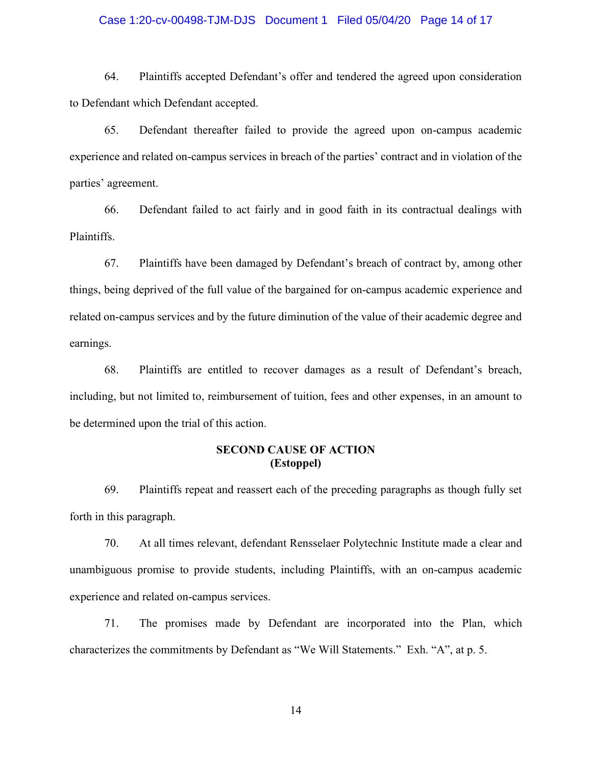64. Plaintiffs accepted Defendant's offer and tendered the agreed upon consideration to Defendant which Defendant accepted.

65. Defendant thereafter failed to provide the agreed upon on-campus academic experience and related on-campus services in breach of the parties' contract and in violation of the parties' agreement.

66. Defendant failed to act fairly and in good faith in its contractual dealings with Plaintiffs.

67. Plaintiffs have been damaged by Defendant's breach of contract by, among other things, being deprived of the full value of the bargained for on-campus academic experience and related on-campus services and by the future diminution of the value of their academic degree and earnings.

68. Plaintiffs are entitled to recover damages as a result of Defendant's breach, including, but not limited to, reimbursement of tuition, fees and other expenses, in an amount to be determined upon the trial of this action.

**SECOND CAUSE OF ACTION**
**(Estoppel)**

69. Plaintiffs repeat and reassert each of the preceding paragraphs as though fully set forth in this paragraph.

70. At all times relevant, defendant Rensselaer Polytechnic Institute made a clear and unambiguous promise to provide students, including Plaintiffs, with an on-campus academic experience and related on-campus services.

71. The promises made by Defendant are incorporated into the Plan, which characterizes the commitments by Defendant as "We Will Statements." Exh. "A", at p. 5.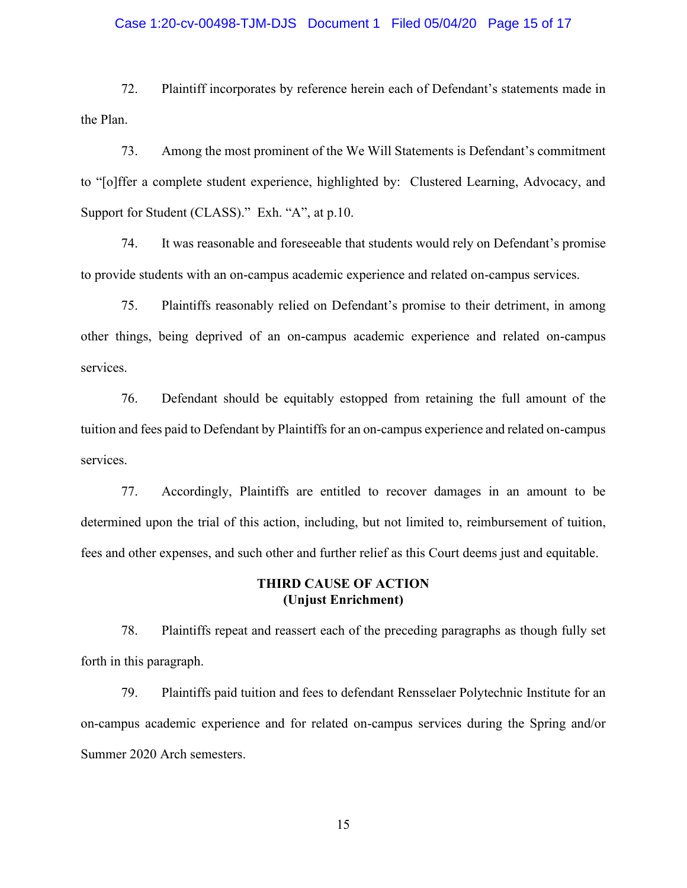72. Plaintiff incorporates by reference herein each of Defendant's statements made in the Plan.

73. Among the most prominent of the We Will Statements is Defendant's commitment to "[o]ffer a complete student experience, highlighted by: Clustered Learning, Advocacy, and Support for Student (CLASS)." Exh. "A", at p.10.

74. It was reasonable and foreseeable that students would rely on Defendant's promise to provide students with an on-campus academic experience and related on-campus services.

75. Plaintiffs reasonably relied on Defendant's promise to their detriment, in among other things, being deprived of an on-campus academic experience and related on-campus services.

76. Defendant should be equitably estopped from retaining the full amount of the tuition and fees paid to Defendant by Plaintiffs for an on-campus experience and related on-campus services.

77. Accordingly, Plaintiffs are entitled to recover damages in an amount to be determined upon the trial of this action, including, but not limited to, reimbursement of tuition, fees and other expenses, and such other and further relief as this Court deems just and equitable.

**THIRD CAUSE OF ACTION**
**(Unjust Enrichment)**

78. Plaintiffs repeat and reassert each of the preceding paragraphs as though fully set forth in this paragraph.

79. Plaintiffs paid tuition and fees to defendant Rensselaer Polytechnic Institute for an on-campus academic experience and for related on-campus services during the Spring and/or Summer 2020 Arch semesters.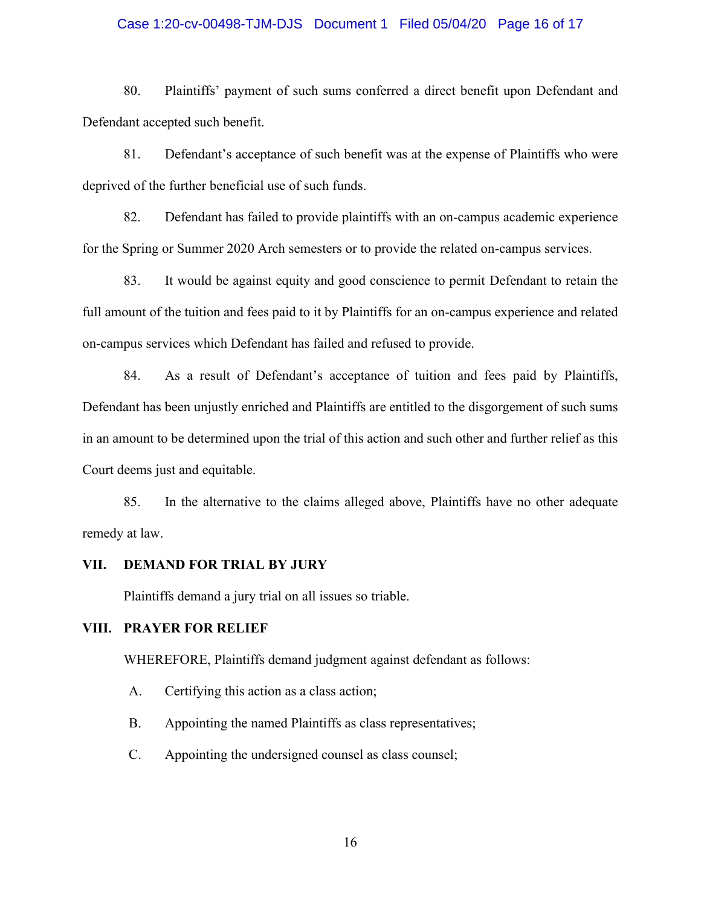80. Plaintiffs' payment of such sums conferred a direct benefit upon Defendant and Defendant accepted such benefit.

81. Defendant's acceptance of such benefit was at the expense of Plaintiffs who were deprived of the further beneficial use of such funds.

82. Defendant has failed to provide plaintiffs with an on-campus academic experience for the Spring or Summer 2020 Arch semesters or to provide the related on-campus services.

83. It would be against equity and good conscience to permit Defendant to retain the full amount of the tuition and fees paid to it by Plaintiffs for an on-campus experience and related on-campus services which Defendant has failed and refused to provide.

84. As a result of Defendant's acceptance of tuition and fees paid by Plaintiffs, Defendant has been unjustly enriched and Plaintiffs are entitled to the disgorgement of such sums in an amount to be determined upon the trial of this action and such other and further relief as this Court deems just and equitable.

85. In the alternative to the claims alleged above, Plaintiffs have no other adequate remedy at law.

## VII. DEMAND FOR TRIAL BY JURY

Plaintiffs demand a jury trial on all issues so triable.

## VIII. PRAYER FOR RELIEF

WHEREFORE, Plaintiffs demand judgment against defendant as follows:

A. Certifying this action as a class action;

B. Appointing the named Plaintiffs as class representatives;

C. Appointing the undersigned counsel as class counsel;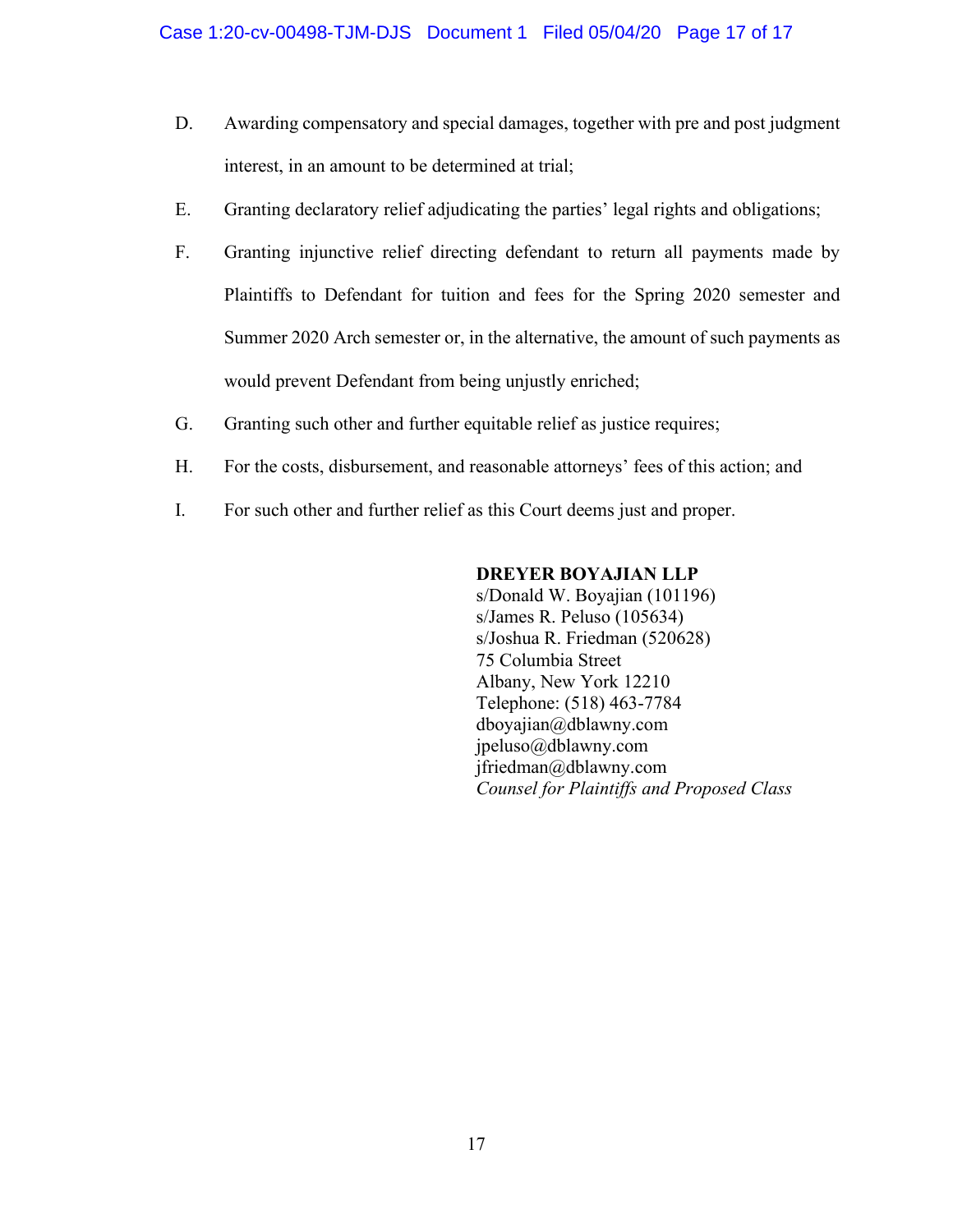D. Awarding compensatory and special damages, together with pre and post judgment interest, in an amount to be determined at trial;

E. Granting declaratory relief adjudicating the parties' legal rights and obligations;

F. Granting injunctive relief directing defendant to return all payments made by Plaintiffs to Defendant for tuition and fees for the Spring 2020 semester and Summer 2020 Arch semester or, in the alternative, the amount of such payments as would prevent Defendant from being unjustly enriched;

G. Granting such other and further equitable relief as justice requires;

H. For the costs, disbursement, and reasonable attorneys' fees of this action; and

I. For such other and further relief as this Court deems just and proper.

**DREYER BOYAJIAN LLP**
s/Donald W. Boyajian (101196)
s/James R. Peluso (105634)
s/Joshua R. Friedman (520628)
75 Columbia Street
Albany, New York 12210
Telephone: (518) 463-7784
dboyajian@dblawny.com
jpeluso@dblawny.com
jfriedman@dblawny.com
*Counsel for Plaintiffs and Proposed Class*